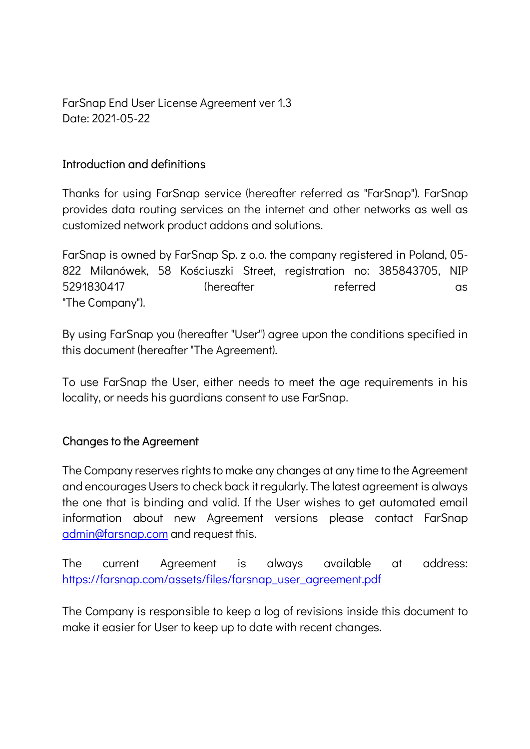FarSnap End User License Agreement ver 1.3
Date: 2021-05-22

## Introduction and definitions

Thanks for using FarSnap service (hereafter referred as "FarSnap"). FarSnap provides data routing services on the internet and other networks as well as customized network product addons and solutions.

FarSnap is owned by FarSnap Sp. z o.o. the company registered in Poland, 05-822 Milanówek, 58 Kościuszki Street, registration no: 385843705, NIP 5291830417 (hereafter referred as "The Company").

By using FarSnap you (hereafter "User") agree upon the conditions specified in this document (hereafter "The Agreement).

To use FarSnap the User, either needs to meet the age requirements in his locality, or needs his guardians consent to use FarSnap.

## Changes to the Agreement

The Company reserves rights to make any changes at any time to the Agreement and encourages Users to check back it regularly. The latest agreement is always the one that is binding and valid. If the User wishes to get automated email information about new Agreement versions please contact FarSnap [admin@farsnap.com](mailto:admin@farsnap.com) and request this.

The current Agreement is always available at address: [https://farsnap.com/assets/files/farsnap_user_agreement.pdf](https://farsnap.com/assets/files/farsnap_user_agreement.pdf)

The Company is responsible to keep a log of revisions inside this document to make it easier for User to keep up to date with recent changes.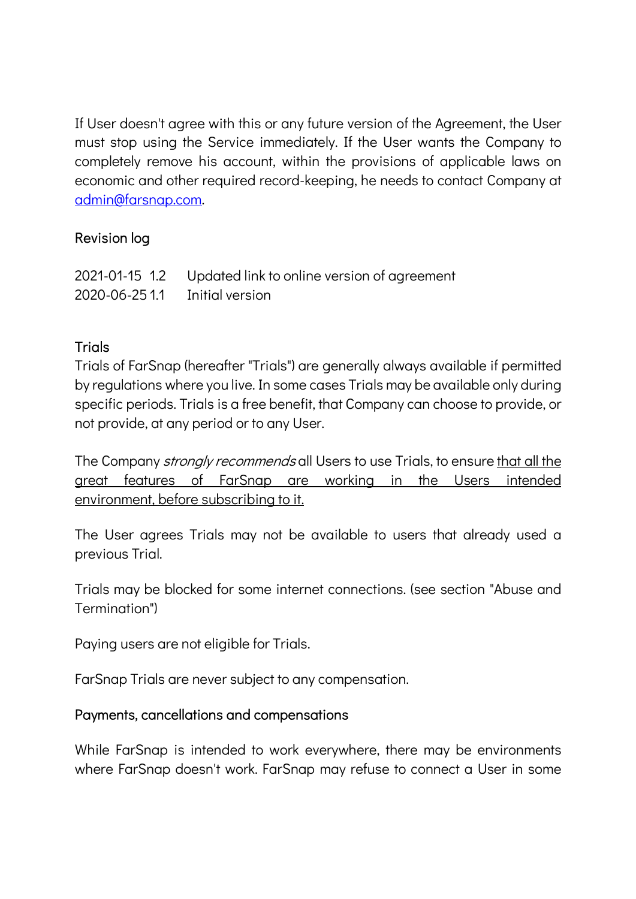If User doesn't agree with this or any future version of the Agreement, the User must stop using the Service immediately. If the User wants the Company to completely remove his account, within the provisions of applicable laws on economic and other required record-keeping, he needs to contact Company at admin@farsnap.com.

## Revision log

| | | |
|---|---|---|
| 2021-01-15 | 1.2 | Updated link to online version of agreement |
| 2020-06-25 | 1.1 | Initial version |

## Trials

Trials of FarSnap (hereafter "Trials") are generally always available if permitted by regulations where you live. In some cases Trials may be available only during specific periods. Trials is a free benefit, that Company can choose to provide, or not provide, at any period or to any User.

The Company *strongly recommends* all Users to use Trials, to ensure that all the great features of FarSnap are working in the Users intended environment, before subscribing to it.

The User agrees Trials may not be available to users that already used a previous Trial.

Trials may be blocked for some internet connections. (see section "Abuse and Termination")

Paying users are not eligible for Trials.

FarSnap Trials are never subject to any compensation.

## Payments, cancellations and compensations

While FarSnap is intended to work everywhere, there may be environments where FarSnap doesn't work. FarSnap may refuse to connect a User in some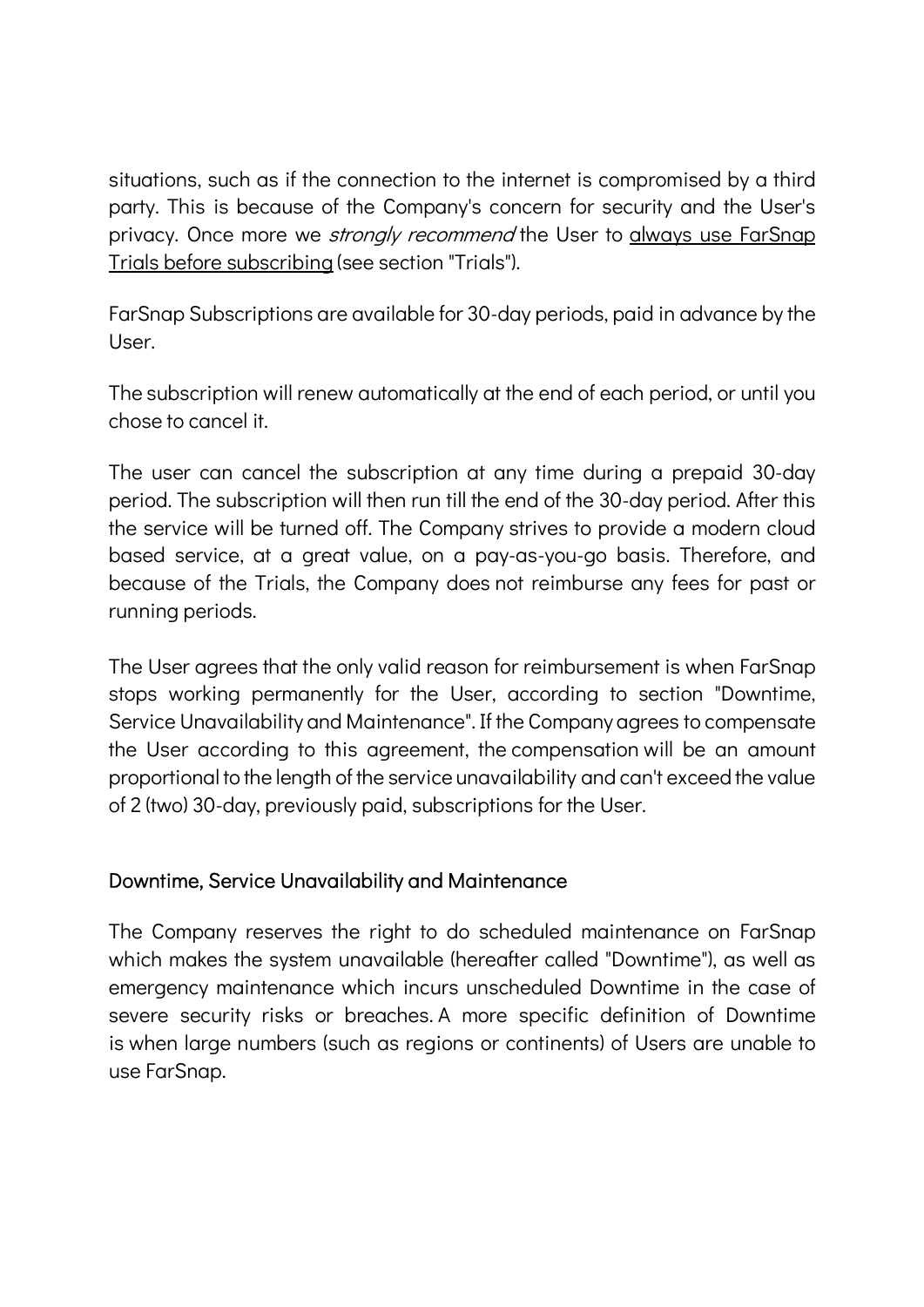situations, such as if the connection to the internet is compromised by a third party. This is because of the Company's concern for security and the User's privacy. Once more we *strongly recommend* the User to <u>always use FarSnap Trials before subscribing</u> (see section "Trials").

FarSnap Subscriptions are available for 30-day periods, paid in advance by the User.

The subscription will renew automatically at the end of each period, or until you chose to cancel it.

The user can cancel the subscription at any time during a prepaid 30-day period. The subscription will then run till the end of the 30-day period. After this the service will be turned off. The Company strives to provide a modern cloud based service, at a great value, on a pay-as-you-go basis. Therefore, and because of the Trials, the Company does not reimburse any fees for past or running periods.

The User agrees that the only valid reason for reimbursement is when FarSnap stops working permanently for the User, according to section "Downtime, Service Unavailability and Maintenance". If the Company agrees to compensate the User according to this agreement, the compensation will be an amount proportional to the length of the service unavailability and can't exceed the value of 2 (two) 30-day, previously paid, subscriptions for the User.

## Downtime, Service Unavailability and Maintenance

The Company reserves the right to do scheduled maintenance on FarSnap which makes the system unavailable (hereafter called "Downtime"), as well as emergency maintenance which incurs unscheduled Downtime in the case of severe security risks or breaches. A more specific definition of Downtime is when large numbers (such as regions or continents) of Users are unable to use FarSnap.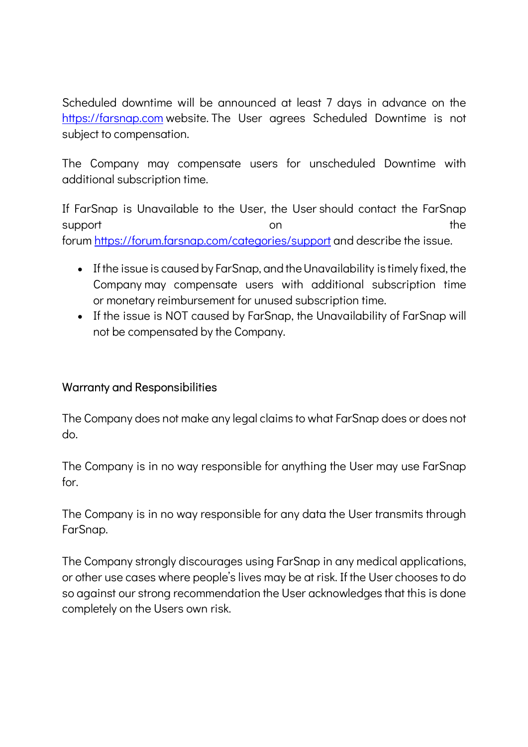Scheduled downtime will be announced at least 7 days in advance on the [https://farsnap.com](https://farsnap.com) website. The User agrees Scheduled Downtime is not subject to compensation.

The Company may compensate users for unscheduled Downtime with additional subscription time.

If FarSnap is Unavailable to the User, the User should contact the FarSnap support on the forum [https://forum.farsnap.com/categories/support](https://forum.farsnap.com/categories/support) and describe the issue.

- If the issue is caused by FarSnap, and the Unavailability is timely fixed, the Company may compensate users with additional subscription time or monetary reimbursement for unused subscription time.
- If the issue is NOT caused by FarSnap, the Unavailability of FarSnap will not be compensated by the Company.

## Warranty and Responsibilities

The Company does not make any legal claims to what FarSnap does or does not do.

The Company is in no way responsible for anything the User may use FarSnap for.

The Company is in no way responsible for any data the User transmits through FarSnap.

The Company strongly discourages using FarSnap in any medical applications, or other use cases where people's lives may be at risk. If the User chooses to do so against our strong recommendation the User acknowledges that this is done completely on the Users own risk.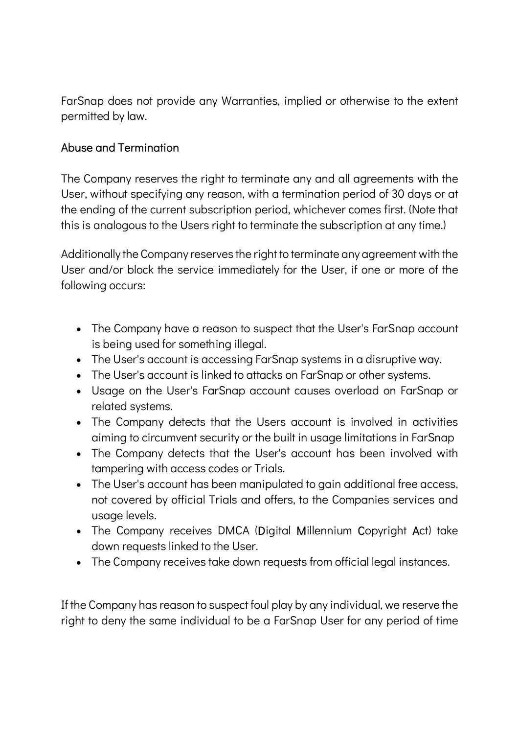FarSnap does not provide any Warranties, implied or otherwise to the extent permitted by law.

## Abuse and Termination

The Company reserves the right to terminate any and all agreements with the User, without specifying any reason, with a termination period of 30 days or at the ending of the current subscription period, whichever comes first. (Note that this is analogous to the Users right to terminate the subscription at any time.)

Additionally the Company reserves the right to terminate any agreement with the User and/or block the service immediately for the User, if one or more of the following occurs:

- The Company have a reason to suspect that the User's FarSnap account is being used for something illegal.
- The User's account is accessing FarSnap systems in a disruptive way.
- The User's account is linked to attacks on FarSnap or other systems.
- Usage on the User's FarSnap account causes overload on FarSnap or related systems.
- The Company detects that the Users account is involved in activities aiming to circumvent security or the built in usage limitations in FarSnap
- The Company detects that the User's account has been involved with tampering with access codes or Trials.
- The User's account has been manipulated to gain additional free access, not covered by official Trials and offers, to the Companies services and usage levels.
- The Company receives DMCA (Digital Millennium Copyright Act) take down requests linked to the User.
- The Company receives take down requests from official legal instances.

If the Company has reason to suspect foul play by any individual, we reserve the right to deny the same individual to be a FarSnap User for any period of time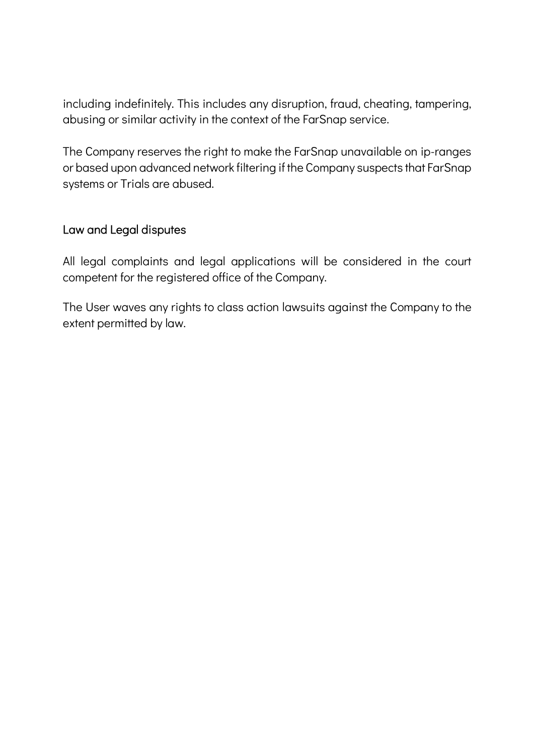including indefinitely. This includes any disruption, fraud, cheating, tampering, abusing or similar activity in the context of the FarSnap service.

The Company reserves the right to make the FarSnap unavailable on ip-ranges or based upon advanced network filtering if the Company suspects that FarSnap systems or Trials are abused.

## Law and Legal disputes

All legal complaints and legal applications will be considered in the court competent for the registered office of the Company.

The User waves any rights to class action lawsuits against the Company to the extent permitted by law.